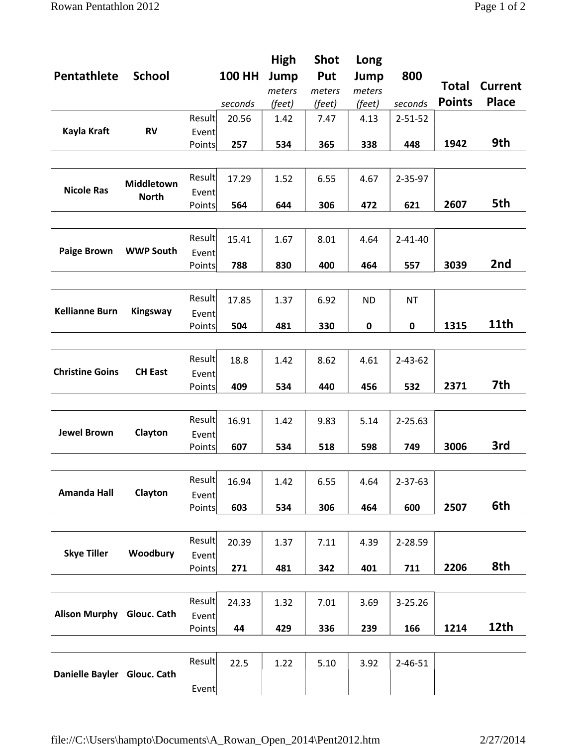| Pentathlete | School | | 100 HH seconds | High Jump meters (feet) | Shot Put meters (feet) | Long Jump meters (feet) | 800 seconds | Total Points | Current Place |
|---|---|---|---|---|---|---|---|---|---|
| Kayla Kraft | RV | Result | 20.56 | 1.42 | 7.47 | 4.13 | 2-51-52 | | |
| | | Event Points | **257** | **534** | **365** | **338** | **448** | **1942** | **9th** |
| Nicole Ras | Middletown North | Result | 17.29 | 1.52 | 6.55 | 4.67 | 2-35-97 | | |
| | | Event Points | **564** | **644** | **306** | **472** | **621** | **2607** | **5th** |
| Paige Brown | WWP South | Result | 15.41 | 1.67 | 8.01 | 4.64 | 2-41-40 | | |
| | | Event Points | **788** | **830** | **400** | **464** | **557** | **3039** | **2nd** |
| Kellianne Burn | Kingsway | Result | 17.85 | 1.37 | 6.92 | ND | NT | | |
| | | Event Points | **504** | **481** | **330** | **0** | **0** | **1315** | **11th** |
| Christine Goins | CH East | Result | 18.8 | 1.42 | 8.62 | 4.61 | 2-43-62 | | |
| | | Event Points | **409** | **534** | **440** | **456** | **532** | **2371** | **7th** |
| Jewel Brown | Clayton | Result | 16.91 | 1.42 | 9.83 | 5.14 | 2-25.63 | | |
| | | Event Points | **607** | **534** | **518** | **598** | **749** | **3006** | **3rd** |
| Amanda Hall | Clayton | Result | 16.94 | 1.42 | 6.55 | 4.64 | 2-37-63 | | |
| | | Event Points | **603** | **534** | **306** | **464** | **600** | **2507** | **6th** |
| Skye Tiller | Woodbury | Result | 20.39 | 1.37 | 7.11 | 4.39 | 2-28.59 | | |
| | | Event Points | **271** | **481** | **342** | **401** | **711** | **2206** | **8th** |
| Alison Murphy | Glouc. Cath | Result | 24.33 | 1.32 | 7.01 | 3.69 | 3-25.26 | | |
| | | Event Points | **44** | **429** | **336** | **239** | **166** | **1214** | **12th** |
| Danielle Bayler | Glouc. Cath | Result | 22.5 | 1.22 | 5.10 | 3.92 | 2-46-51 | | |
| | | Event | | | | | | | |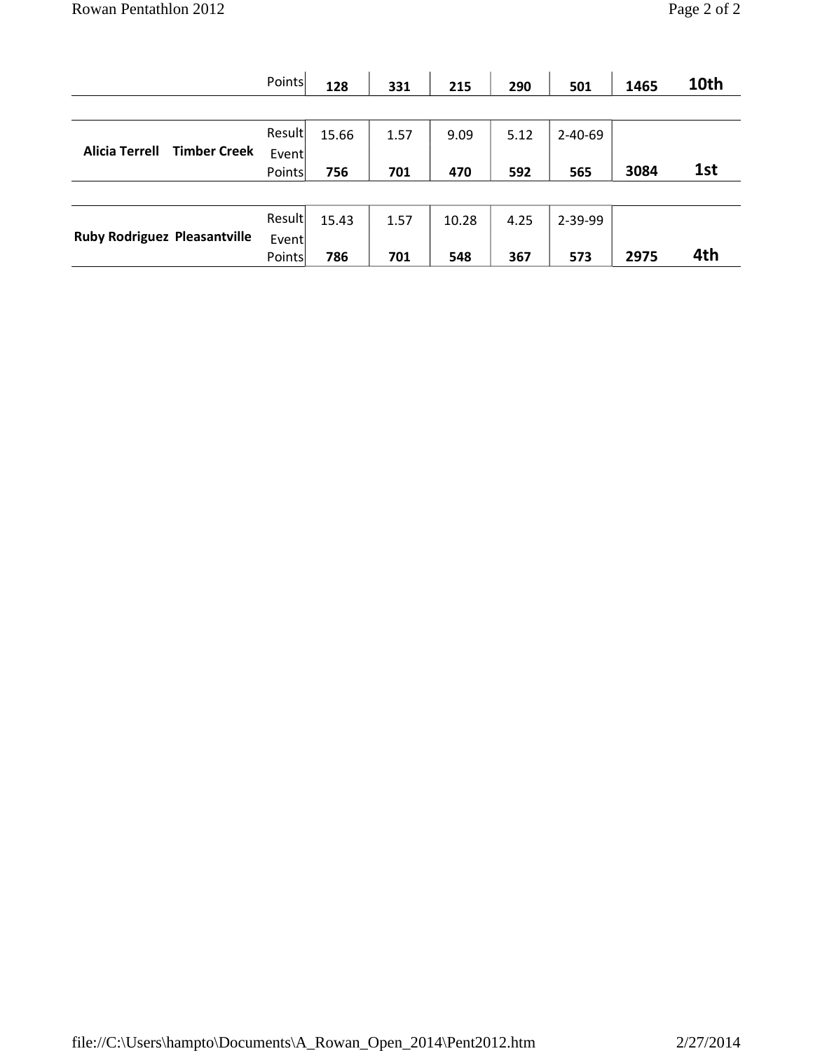| | | | | | | | | | |
|---|---|---|---|---|---|---|---|---|---|
| | | Points | **128** | **331** | **215** | **290** | **501** | **1465** | **10th** |
| **Alicia Terrell** | **Timber Creek** | Result | 15.66 | 1.57 | 9.09 | 5.12 | 2-40-69 | | |
| | | Event Points | **756** | **701** | **470** | **592** | **565** | **3084** | **1st** |
| **Ruby Rodriguez** | **Pleasantville** | Result | 15.43 | 1.57 | 10.28 | 4.25 | 2-39-99 | | |
| | | Event Points | **786** | **701** | **548** | **367** | **573** | **2975** | **4th** |

file://C:\Users\hampto\Documents\A_Rowan_Open_2014\Pent2012.htm 2/27/2014